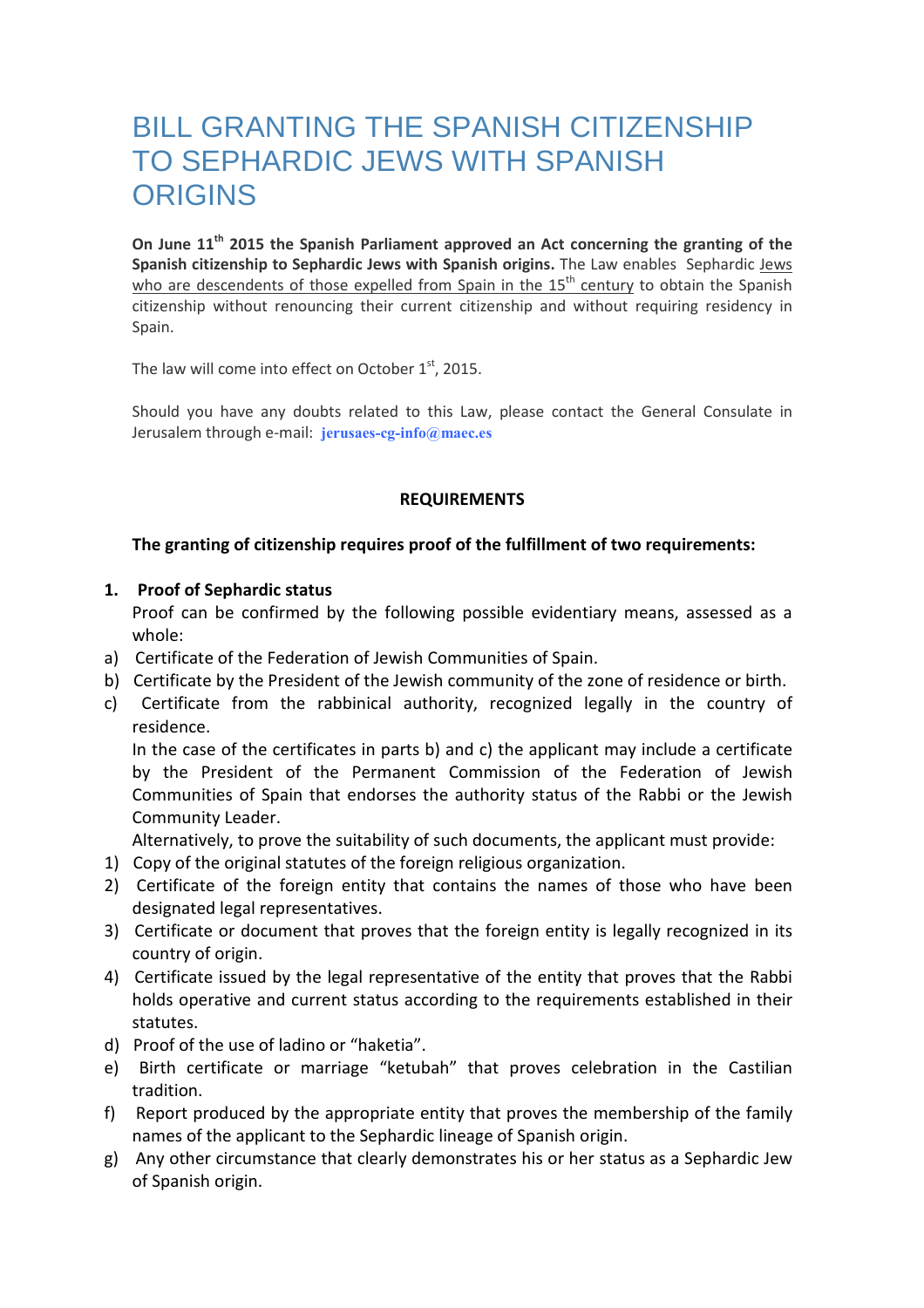# BILL GRANTING THE SPANISH CITIZENSHIP TO SEPHARDIC JEWS WITH SPANISH ORIGINS

**On June 11th 2015 the Spanish Parliament approved an Act concerning the granting of the Spanish citizenship to Sephardic Jews with Spanish origins.** The Law enables Sephardic Jews who are descendents of those expelled from Spain in the 15th century to obtain the Spanish citizenship without renouncing their current citizenship and without requiring residency in Spain.

The law will come into effect on October 1st, 2015.

Should you have any doubts related to this Law, please contact the General Consulate in Jerusalem through e-mail: **jerusaes-cg-info@maec.es**

**REQUIREMENTS**

**The granting of citizenship requires proof of the fulfillment of two requirements:**

1. **Proof of Sephardic status**

Proof can be confirmed by the following possible evidentiary means, assessed as a whole:

a) Certificate of the Federation of Jewish Communities of Spain.

b) Certificate by the President of the Jewish community of the zone of residence or birth.

c) Certificate from the rabbinical authority, recognized legally in the country of residence.

In the case of the certificates in parts b) and c) the applicant may include a certificate by the President of the Permanent Commission of the Federation of Jewish Communities of Spain that endorses the authority status of the Rabbi or the Jewish Community Leader.

Alternatively, to prove the suitability of such documents, the applicant must provide:

1) Copy of the original statutes of the foreign religious organization.

2) Certificate of the foreign entity that contains the names of those who have been designated legal representatives.

3) Certificate or document that proves that the foreign entity is legally recognized in its country of origin.

4) Certificate issued by the legal representative of the entity that proves that the Rabbi holds operative and current status according to the requirements established in their statutes.

d) Proof of the use of ladino or "haketia".

e) Birth certificate or marriage "ketubah" that proves celebration in the Castilian tradition.

f) Report produced by the appropriate entity that proves the membership of the family names of the applicant to the Sephardic lineage of Spanish origin.

g) Any other circumstance that clearly demonstrates his or her status as a Sephardic Jew of Spanish origin.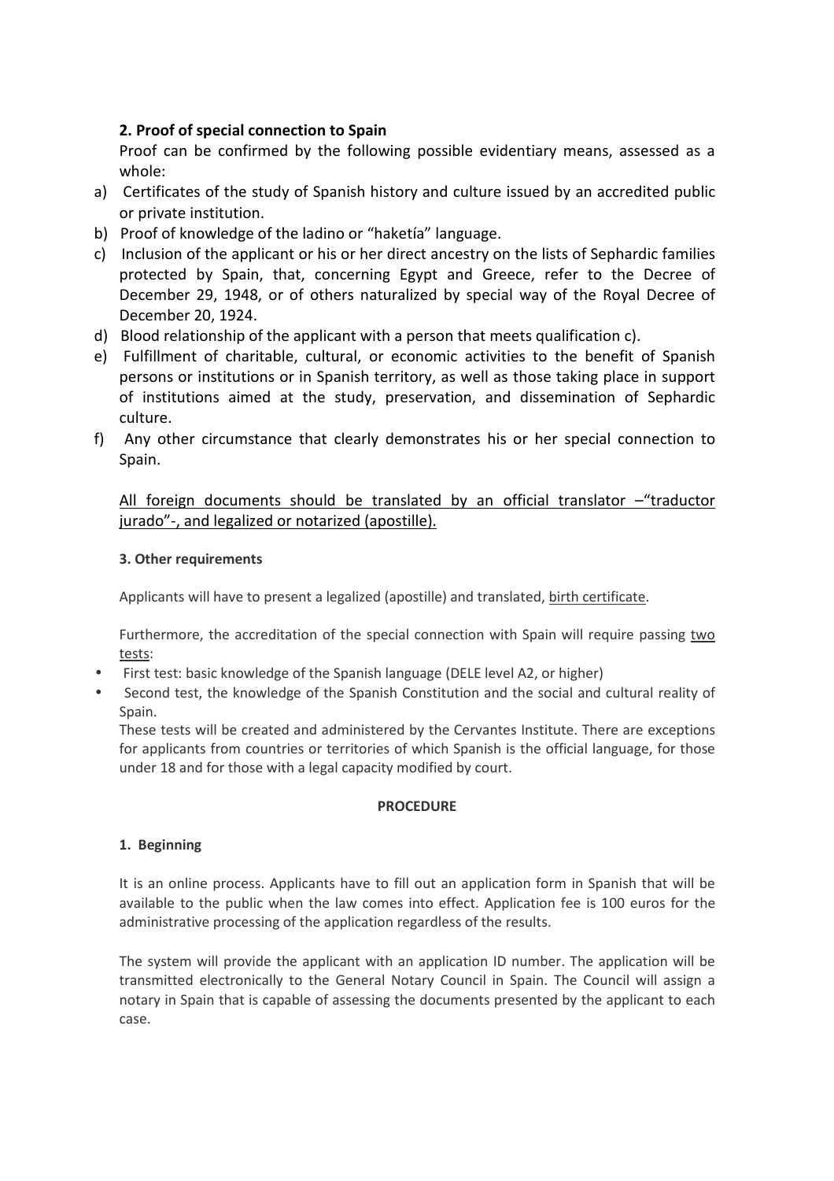## 2. Proof of special connection to Spain

Proof can be confirmed by the following possible evidentiary means, assessed as a whole:

a) Certificates of the study of Spanish history and culture issued by an accredited public or private institution.

b) Proof of knowledge of the ladino or "haketía" language.

c) Inclusion of the applicant or his or her direct ancestry on the lists of Sephardic families protected by Spain, that, concerning Egypt and Greece, refer to the Decree of December 29, 1948, or of others naturalized by special way of the Royal Decree of December 20, 1924.

d) Blood relationship of the applicant with a person that meets qualification c).

e) Fulfillment of charitable, cultural, or economic activities to the benefit of Spanish persons or institutions or in Spanish territory, as well as those taking place in support of institutions aimed at the study, preservation, and dissemination of Sephardic culture.

f) Any other circumstance that clearly demonstrates his or her special connection to Spain.

<u>All foreign documents should be translated by an official translator –"traductor jurado"-, and legalized or notarized (apostille).</u>

### 3. Other requirements

Applicants will have to present a legalized (apostille) and translated, <u>birth certificate</u>.

Furthermore, the accreditation of the special connection with Spain will require passing <u>two tests</u>:

- First test: basic knowledge of the Spanish language (DELE level A2, or higher)
- Second test, the knowledge of the Spanish Constitution and the social and cultural reality of Spain.

These tests will be created and administered by the Cervantes Institute. There are exceptions for applicants from countries or territories of which Spanish is the official language, for those under 18 and for those with a legal capacity modified by court.

## PROCEDURE

### 1. Beginning

It is an online process. Applicants have to fill out an application form in Spanish that will be available to the public when the law comes into effect. Application fee is 100 euros for the administrative processing of the application regardless of the results.

The system will provide the applicant with an application ID number. The application will be transmitted electronically to the General Notary Council in Spain. The Council will assign a notary in Spain that is capable of assessing the documents presented by the applicant to each case.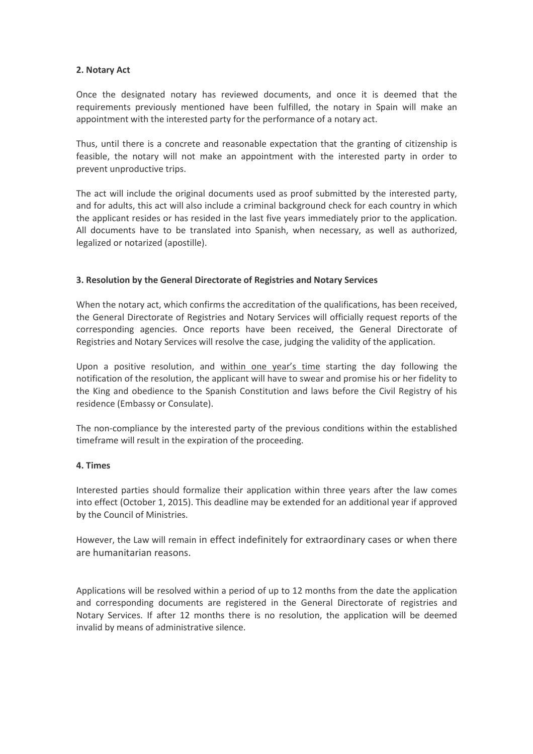**2. Notary Act**

Once the designated notary has reviewed documents, and once it is deemed that the requirements previously mentioned have been fulfilled, the notary in Spain will make an appointment with the interested party for the performance of a notary act.

Thus, until there is a concrete and reasonable expectation that the granting of citizenship is feasible, the notary will not make an appointment with the interested party in order to prevent unproductive trips.

The act will include the original documents used as proof submitted by the interested party, and for adults, this act will also include a criminal background check for each country in which the applicant resides or has resided in the last five years immediately prior to the application. All documents have to be translated into Spanish, when necessary, as well as authorized, legalized or notarized (apostille).

**3. Resolution by the General Directorate of Registries and Notary Services**

When the notary act, which confirms the accreditation of the qualifications, has been received, the General Directorate of Registries and Notary Services will officially request reports of the corresponding agencies. Once reports have been received, the General Directorate of Registries and Notary Services will resolve the case, judging the validity of the application.

Upon a positive resolution, and within one year's time starting the day following the notification of the resolution, the applicant will have to swear and promise his or her fidelity to the King and obedience to the Spanish Constitution and laws before the Civil Registry of his residence (Embassy or Consulate).

The non-compliance by the interested party of the previous conditions within the established timeframe will result in the expiration of the proceeding.

**4. Times**

Interested parties should formalize their application within three years after the law comes into effect (October 1, 2015). This deadline may be extended for an additional year if approved by the Council of Ministries.

However, the Law will remain in effect indefinitely for extraordinary cases or when there are humanitarian reasons.

Applications will be resolved within a period of up to 12 months from the date the application and corresponding documents are registered in the General Directorate of registries and Notary Services. If after 12 months there is no resolution, the application will be deemed invalid by means of administrative silence.